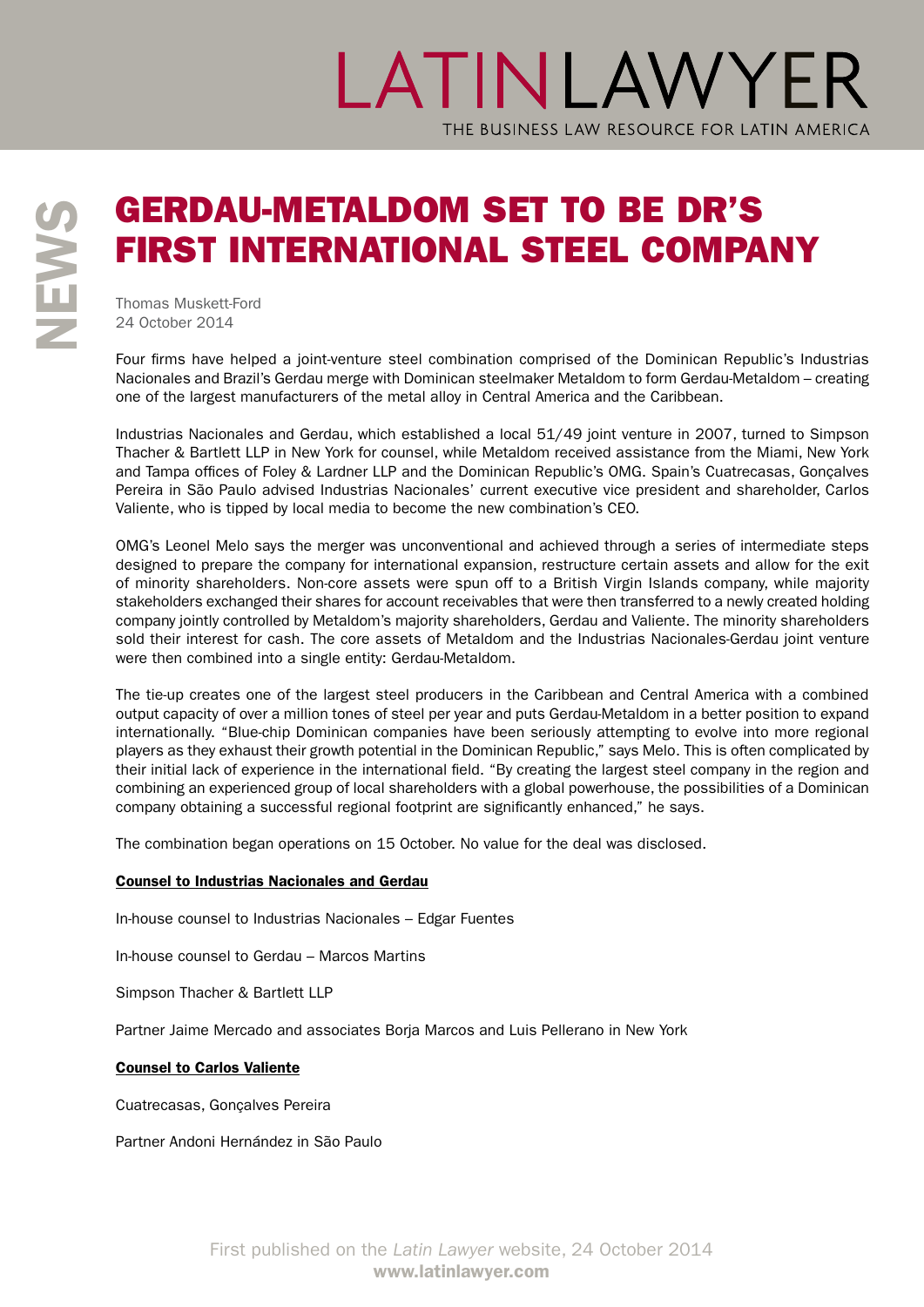# GERDAU-METALDOM SET TO BE DR'S FIRST INTERNATIONAL STEEL COMPANY

Thomas Muskett-Ford
24 October 2014

Four firms have helped a joint-venture steel combination comprised of the Dominican Republic's Industrias Nacionales and Brazil's Gerdau merge with Dominican steelmaker Metaldom to form Gerdau-Metaldom – creating one of the largest manufacturers of the metal alloy in Central America and the Caribbean.

Industrias Nacionales and Gerdau, which established a local 51/49 joint venture in 2007, turned to Simpson Thacher & Bartlett LLP in New York for counsel, while Metaldom received assistance from the Miami, New York and Tampa offices of Foley & Lardner LLP and the Dominican Republic's OMG. Spain's Cuatrecasas, Gonçalves Pereira in São Paulo advised Industrias Nacionales' current executive vice president and shareholder, Carlos Valiente, who is tipped by local media to become the new combination's CEO.

OMG's Leonel Melo says the merger was unconventional and achieved through a series of intermediate steps designed to prepare the company for international expansion, restructure certain assets and allow for the exit of minority shareholders. Non-core assets were spun off to a British Virgin Islands company, while majority stakeholders exchanged their shares for account receivables that were then transferred to a newly created holding company jointly controlled by Metaldom's majority shareholders, Gerdau and Valiente. The minority shareholders sold their interest for cash. The core assets of Metaldom and the Industrias Nacionales-Gerdau joint venture were then combined into a single entity: Gerdau-Metaldom.

The tie-up creates one of the largest steel producers in the Caribbean and Central America with a combined output capacity of over a million tones of steel per year and puts Gerdau-Metaldom in a better position to expand internationally. "Blue-chip Dominican companies have been seriously attempting to evolve into more regional players as they exhaust their growth potential in the Dominican Republic," says Melo. This is often complicated by their initial lack of experience in the international field. "By creating the largest steel company in the region and combining an experienced group of local shareholders with a global powerhouse, the possibilities of a Dominican company obtaining a successful regional footprint are significantly enhanced," he says.

The combination began operations on 15 October. No value for the deal was disclosed.

**Counsel to Industrias Nacionales and Gerdau**

In-house counsel to Industrias Nacionales – Edgar Fuentes

In-house counsel to Gerdau – Marcos Martins

Simpson Thacher & Bartlett LLP

Partner Jaime Mercado and associates Borja Marcos and Luis Pellerano in New York

**Counsel to Carlos Valiente**

Cuatrecasas, Gonçalves Pereira

Partner Andoni Hernández in São Paulo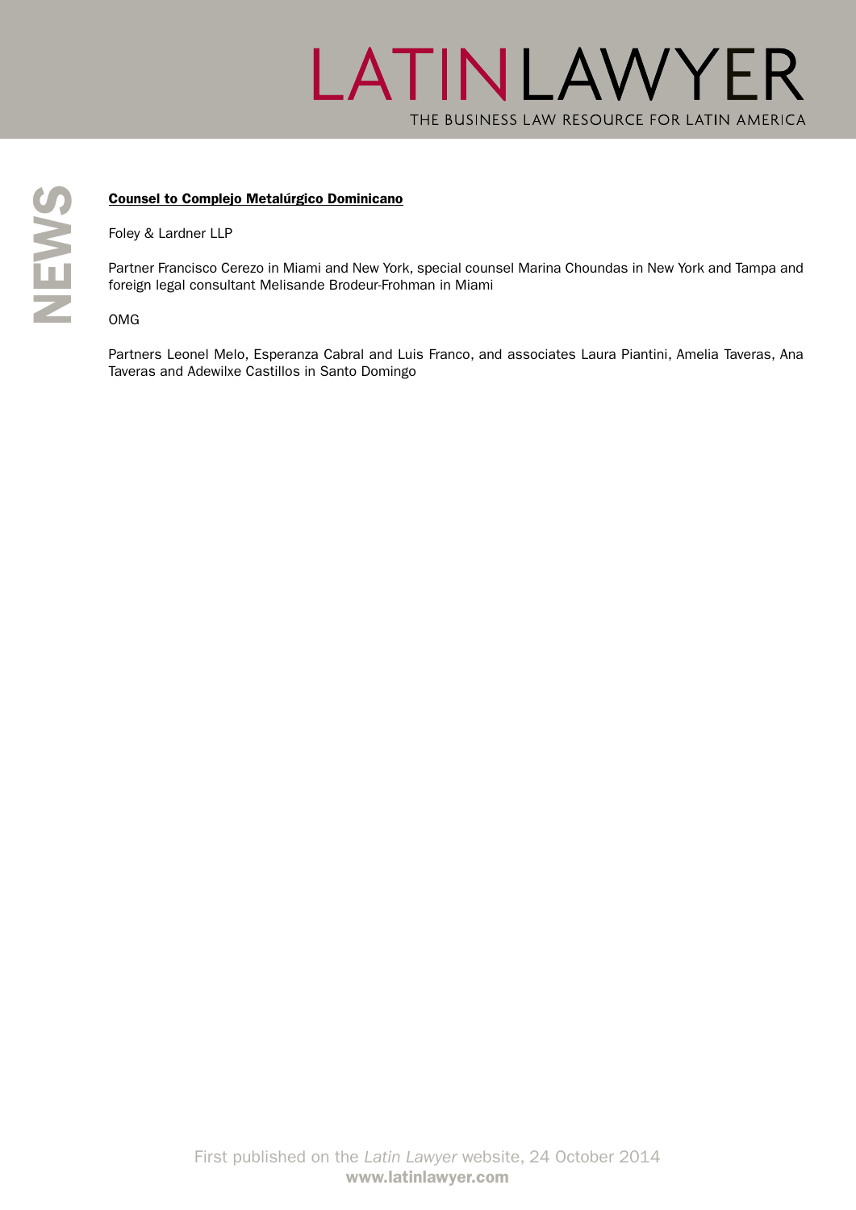**Counsel to Complejo Metalúrgico Dominicano**

Foley & Lardner LLP

Partner Francisco Cerezo in Miami and New York, special counsel Marina Choundas in New York and Tampa and foreign legal consultant Melisande Brodeur-Frohman in Miami

OMG

Partners Leonel Melo, Esperanza Cabral and Luis Franco, and associates Laura Piantini, Amelia Taveras, Ana Taveras and Adewilxe Castillos in Santo Domingo